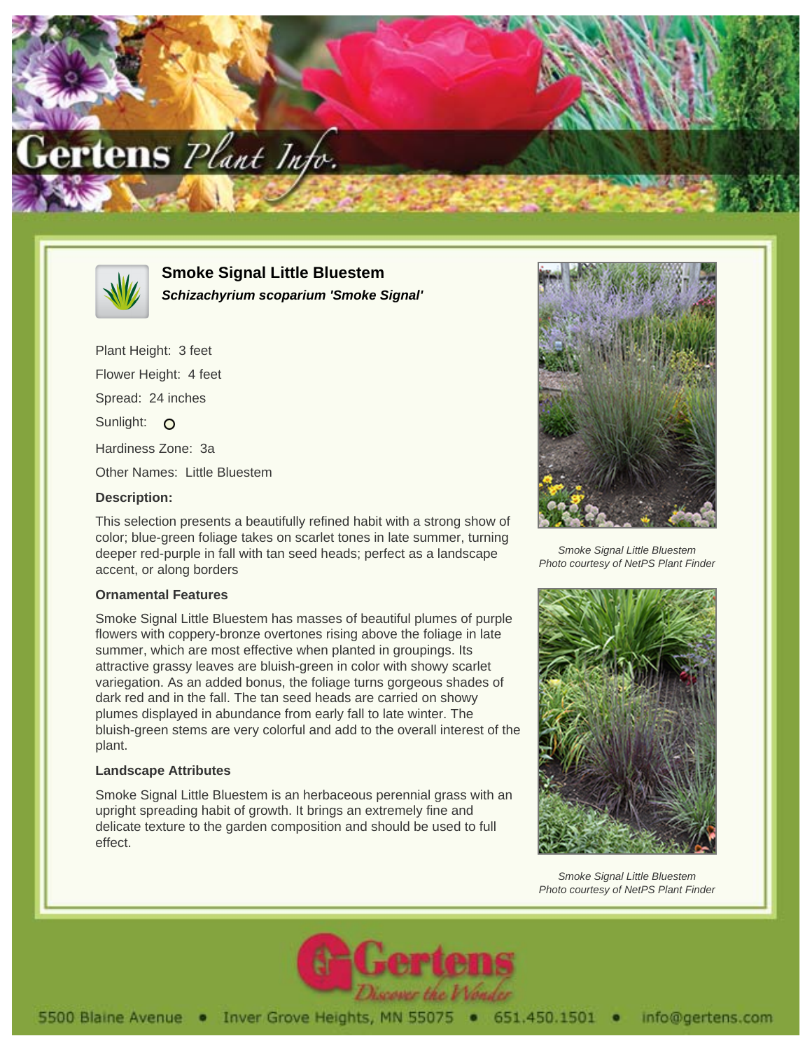# Smoke Signal Little Bluestem

***Schizachyrium scoparium 'Smoke Signal'***

Plant Height: 3 feet

Flower Height: 4 feet

Spread: 24 inches

Sunlight: O

Hardiness Zone: 3a

Other Names: Little Bluestem

### Description:

This selection presents a beautifully refined habit with a strong show of color; blue-green foliage takes on scarlet tones in late summer, turning deeper red-purple in fall with tan seed heads; perfect as a landscape accent, or along borders

### Ornamental Features

Smoke Signal Little Bluestem has masses of beautiful plumes of purple flowers with coppery-bronze overtones rising above the foliage in late summer, which are most effective when planted in groupings. Its attractive grassy leaves are bluish-green in color with showy scarlet variegation. As an added bonus, the foliage turns gorgeous shades of dark red and in the fall. The tan seed heads are carried on showy plumes displayed in abundance from early fall to late winter. The bluish-green stems are very colorful and add to the overall interest of the plant.

### Landscape Attributes

Smoke Signal Little Bluestem is an herbaceous perennial grass with an upright spreading habit of growth. It brings an extremely fine and delicate texture to the garden composition and should be used to full effect.

*Smoke Signal Little Bluestem*
*Photo courtesy of NetPS Plant Finder*

*Smoke Signal Little Bluestem*
*Photo courtesy of NetPS Plant Finder*

5500 Blaine Avenue • Inver Grove Heights, MN 55075 • 651.450.1501 • info@gertens.com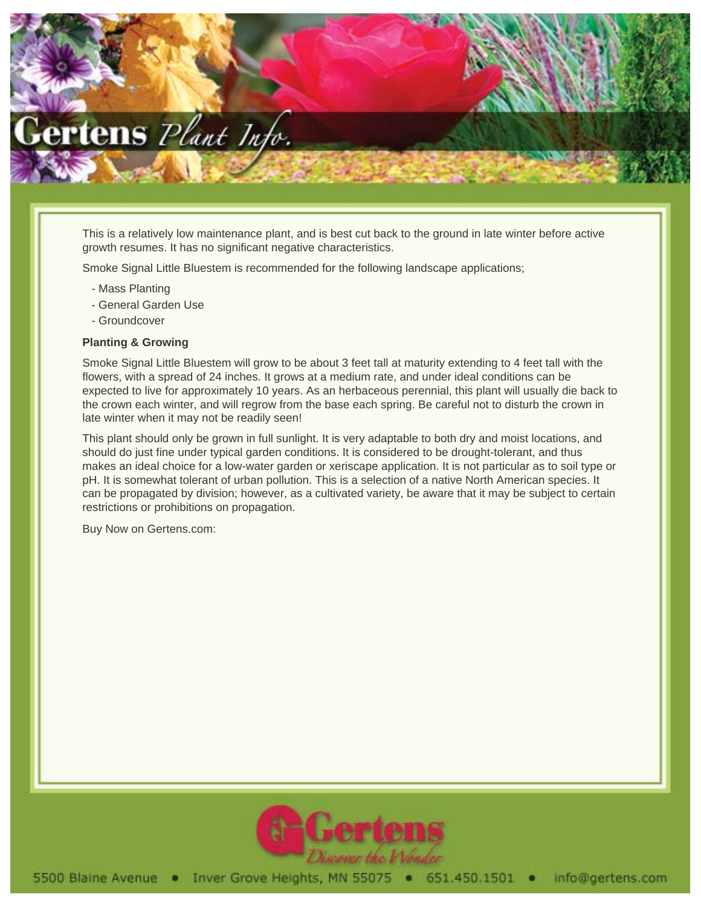This is a relatively low maintenance plant, and is best cut back to the ground in late winter before active growth resumes. It has no significant negative characteristics.

Smoke Signal Little Bluestem is recommended for the following landscape applications;

- Mass Planting
- General Garden Use
- Groundcover

**Planting & Growing**

Smoke Signal Little Bluestem will grow to be about 3 feet tall at maturity extending to 4 feet tall with the flowers, with a spread of 24 inches. It grows at a medium rate, and under ideal conditions can be expected to live for approximately 10 years. As an herbaceous perennial, this plant will usually die back to the crown each winter, and will regrow from the base each spring. Be careful not to disturb the crown in late winter when it may not be readily seen!

This plant should only be grown in full sunlight. It is very adaptable to both dry and moist locations, and should do just fine under typical garden conditions. It is considered to be drought-tolerant, and thus makes an ideal choice for a low-water garden or xeriscape application. It is not particular as to soil type or pH. It is somewhat tolerant of urban pollution. This is a selection of a native North American species. It can be propagated by division; however, as a cultivated variety, be aware that it may be subject to certain restrictions or prohibitions on propagation.

Buy Now on Gertens.com: